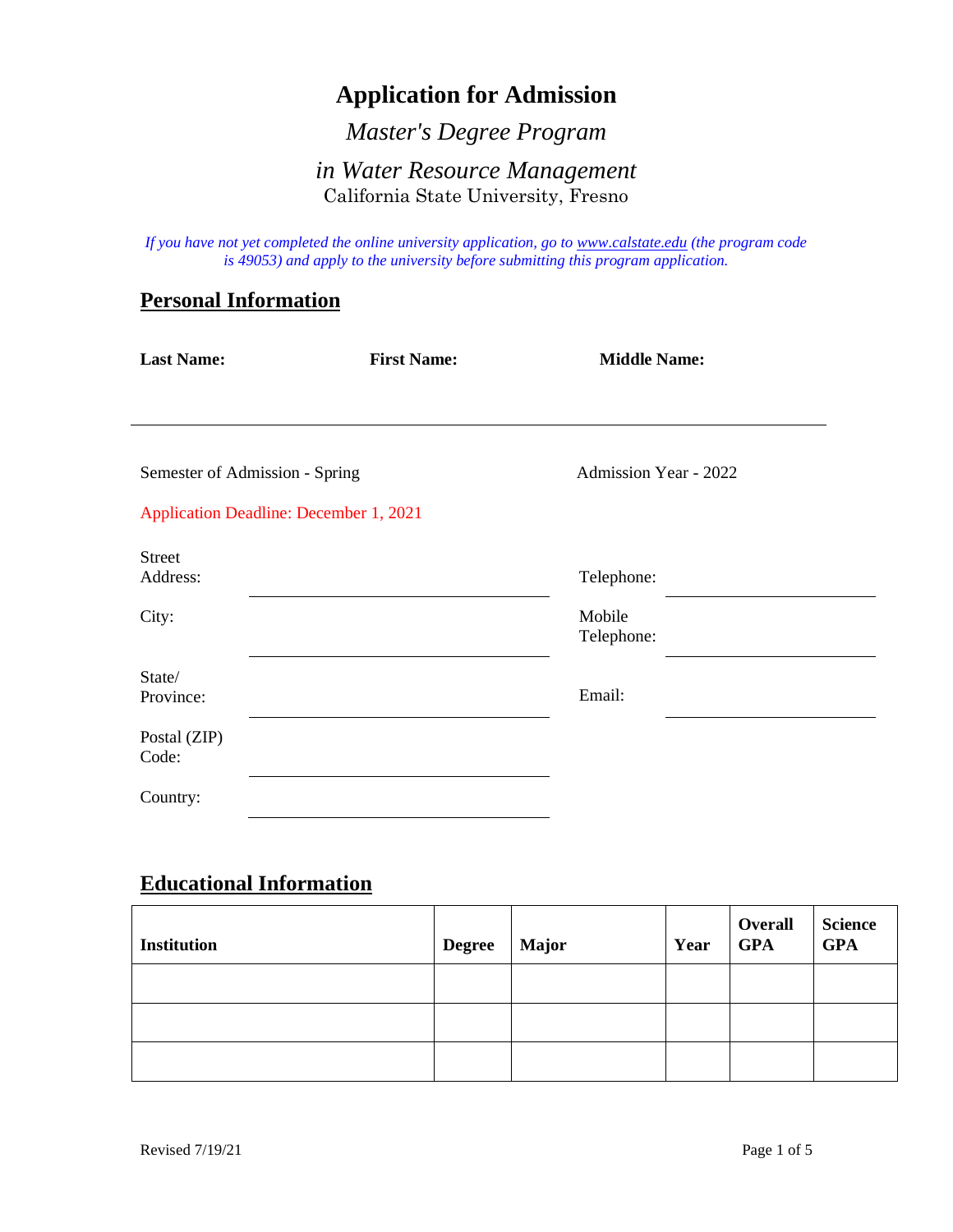# Application for Admission

## *Master's Degree Program*

## *in Water Resource Management*

California State University, Fresno

*If you have not yet completed the online university application, go to [www.calstate.edu](http://www.calstate.edu) (the program code is 49053) and apply to the university before submitting this program application.*

## Personal Information

**Last Name:** **First Name:** **Middle Name:**

Semester of Admission - Spring

Admission Year - 2022

Application Deadline: December 1, 2021

Street Address: \_\_\_\_\_\_\_\_\_\_\_\_\_\_\_\_\_\_\_\_

City: \_\_\_\_\_\_\_\_\_\_\_\_\_\_\_\_\_\_\_\_

State/ Province: \_\_\_\_\_\_\_\_\_\_\_\_\_\_\_\_\_\_\_\_

Postal (ZIP) Code: \_\_\_\_\_\_\_\_\_\_\_\_\_\_\_\_\_\_\_\_

Country: \_\_\_\_\_\_\_\_\_\_\_\_\_\_\_\_\_\_\_\_

Telephone: \_\_\_\_\_\_\_\_\_\_\_\_\_\_\_\_\_\_\_\_

Mobile Telephone: \_\_\_\_\_\_\_\_\_\_\_\_\_\_\_\_\_\_\_\_

Email: \_\_\_\_\_\_\_\_\_\_\_\_\_\_\_\_\_\_\_\_

## Educational Information

| Institution | Degree | Major | Year | Overall GPA | Science GPA |
|---|---|---|---|---|---|
| | | | | | |
| | | | | | |
| | | | | | |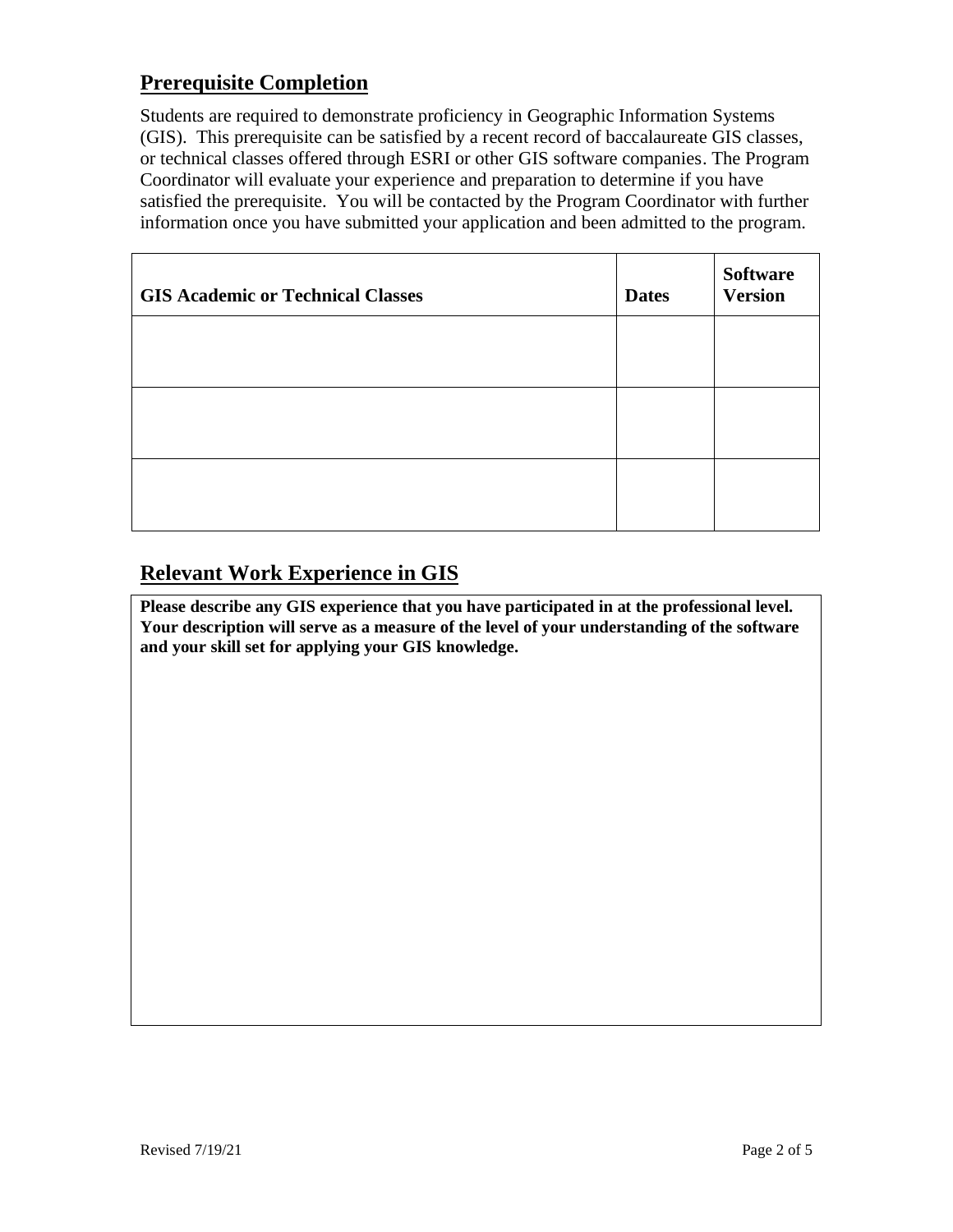## Prerequisite Completion

Students are required to demonstrate proficiency in Geographic Information Systems (GIS). This prerequisite can be satisfied by a recent record of baccalaureate GIS classes, or technical classes offered through ESRI or other GIS software companies. The Program Coordinator will evaluate your experience and preparation to determine if you have satisfied the prerequisite. You will be contacted by the Program Coordinator with further information once you have submitted your application and been admitted to the program.

| GIS Academic or Technical Classes | Dates | Software Version |
| --- | --- | --- |
| | | |
| | | |
| | | |

## Relevant Work Experience in GIS

**Please describe any GIS experience that you have participated in at the professional level. Your description will serve as a measure of the level of your understanding of the software and your skill set for applying your GIS knowledge.**

Revised 7/19/21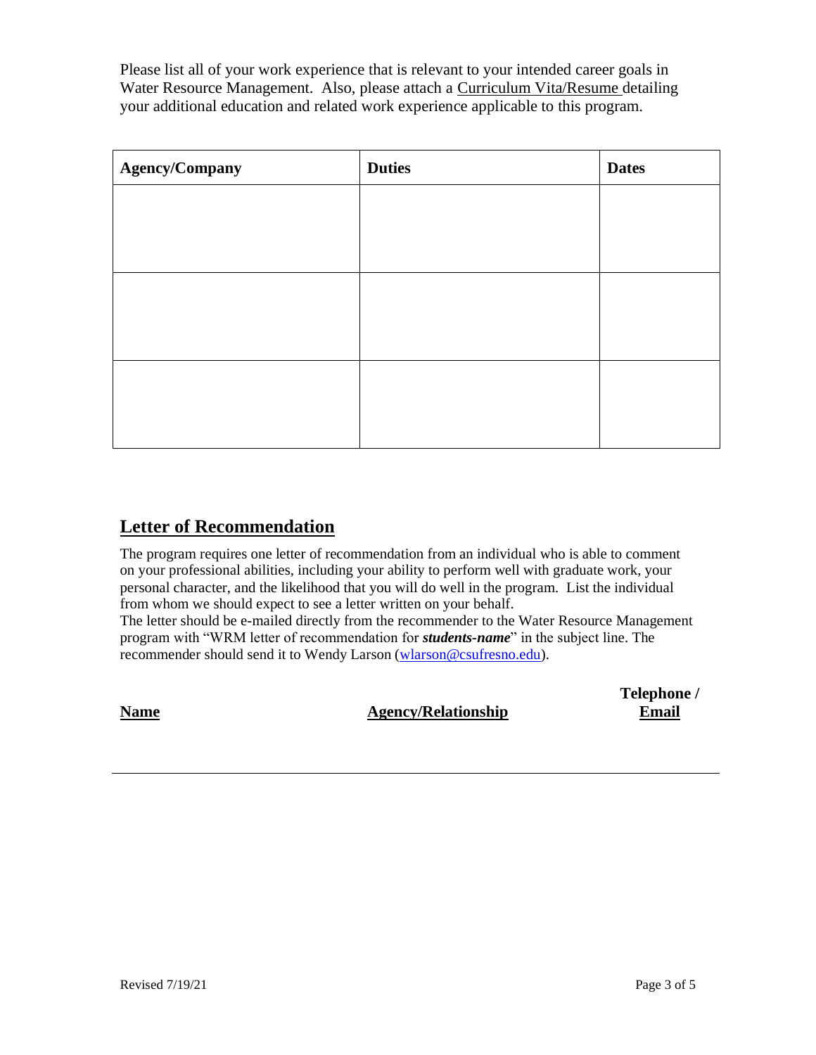Please list all of your work experience that is relevant to your intended career goals in Water Resource Management. Also, please attach a Curriculum Vita/Resume detailing your additional education and related work experience applicable to this program.

| **Agency/Company** | **Duties** | **Dates** |
|---|---|---|
| | | |
| | | |
| | | |

## Letter of Recommendation

The program requires one letter of recommendation from an individual who is able to comment on your professional abilities, including your ability to perform well with graduate work, your personal character, and the likelihood that you will do well in the program. List the individual from whom we should expect to see a letter written on your behalf.

The letter should be e-mailed directly from the recommender to the Water Resource Management program with "WRM letter of recommendation for ***students-name***" in the subject line. The recommender should send it to Wendy Larson (wlarson@csufresno.edu).

| **Name** | **Agency/Relationship** | **Telephone / Email** |
|---|---|---|
| | | |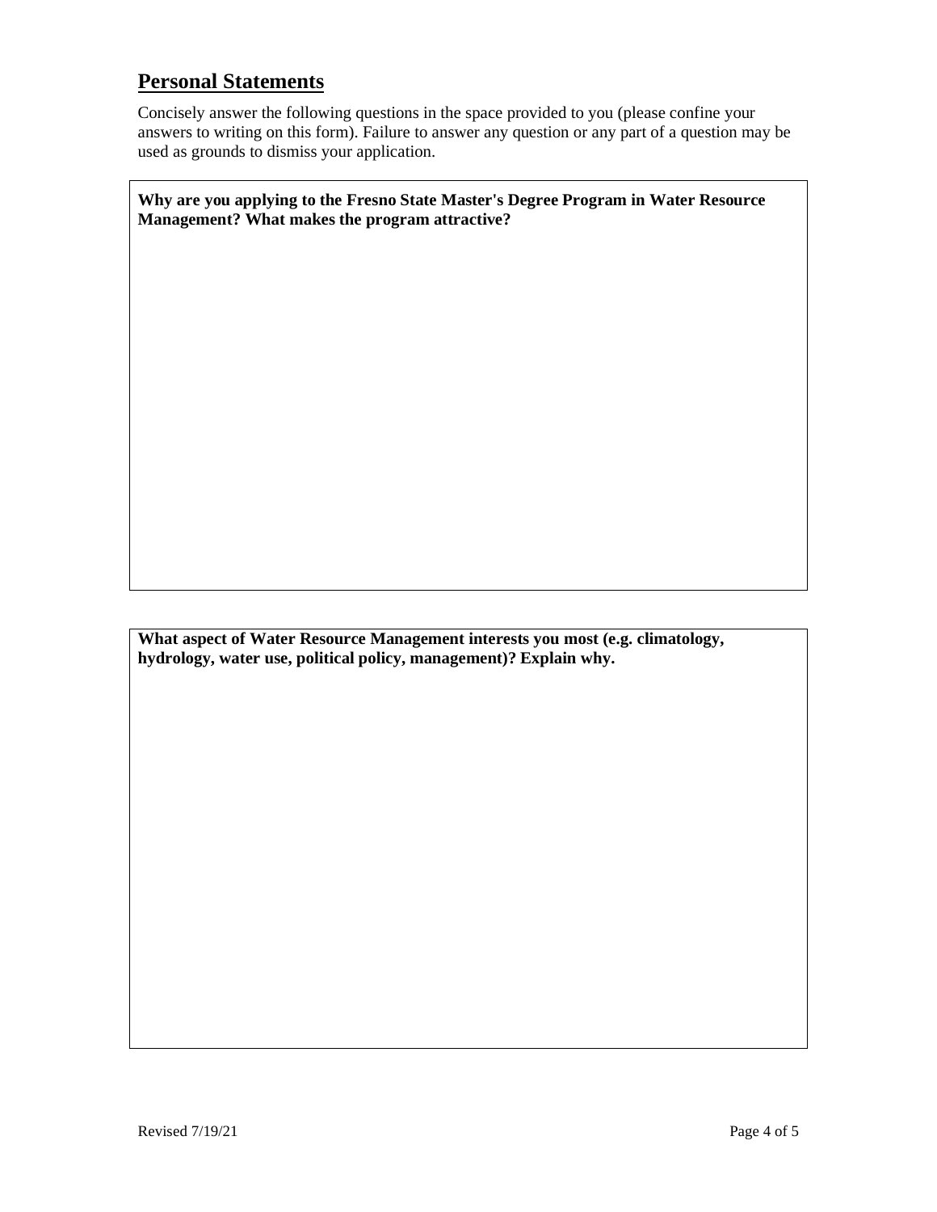## Personal Statements

Concisely answer the following questions in the space provided to you (please confine your answers to writing on this form). Failure to answer any question or any part of a question may be used as grounds to dismiss your application.

**Why are you applying to the Fresno State Master's Degree Program in Water Resource Management? What makes the program attractive?**

**What aspect of Water Resource Management interests you most (e.g. climatology, hydrology, water use, political policy, management)? Explain why.**

Revised 7/19/21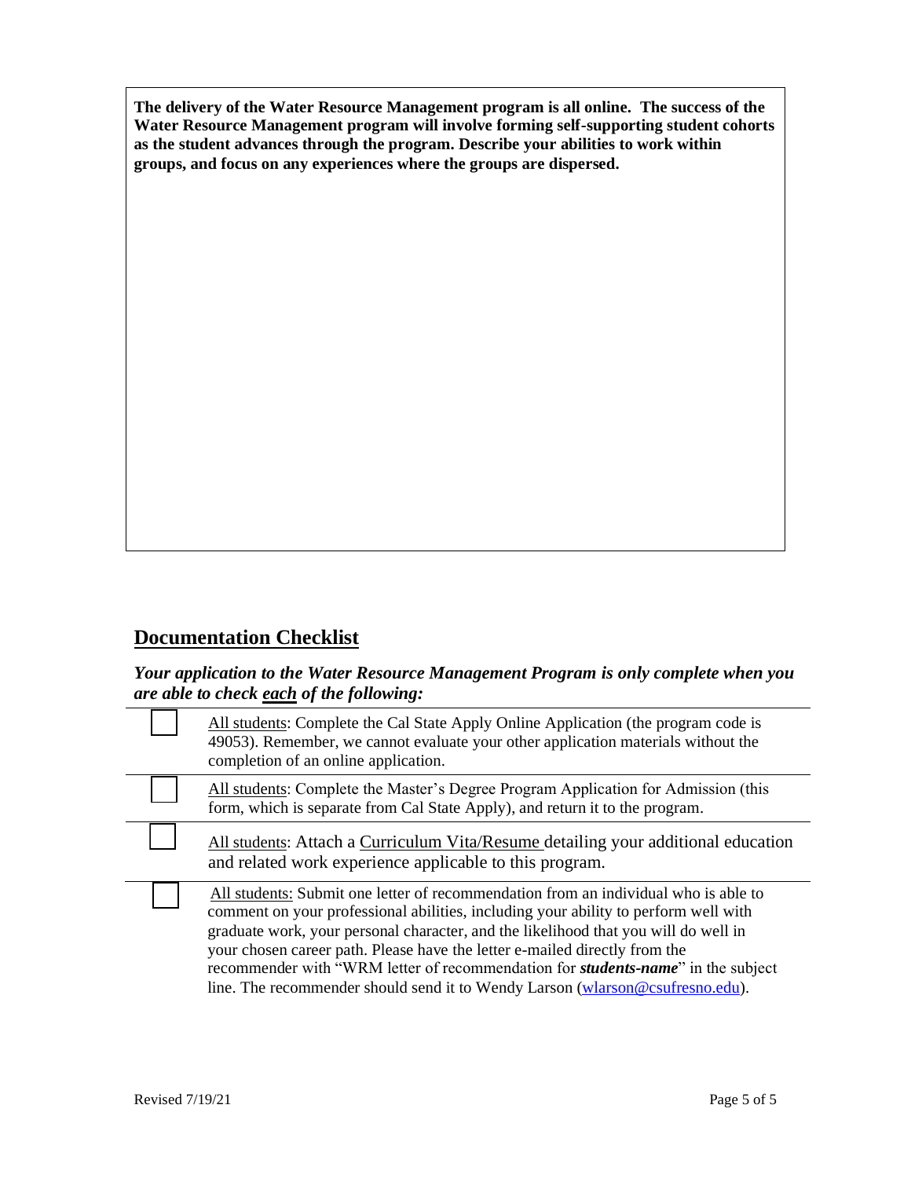**The delivery of the Water Resource Management program is all online. The success of the Water Resource Management program will involve forming self-supporting student cohorts as the student advances through the program. Describe your abilities to work within groups, and focus on any experiences where the groups are dispersed.**

## Documentation Checklist

***Your application to the Water Resource Management Program is only complete when you are able to check each of the following:***

| | |
|---|---|
| ☐ | All students: Complete the Cal State Apply Online Application (the program code is 49053). Remember, we cannot evaluate your other application materials without the completion of an online application. |
| ☐ | All students: Complete the Master's Degree Program Application for Admission (this form, which is separate from Cal State Apply), and return it to the program. |
| ☐ | All students: Attach a Curriculum Vita/Resume detailing your additional education and related work experience applicable to this program. |
| ☐ | All students: Submit one letter of recommendation from an individual who is able to comment on your professional abilities, including your ability to perform well with graduate work, your personal character, and the likelihood that you will do well in your chosen career path. Please have the letter e-mailed directly from the recommender with "WRM letter of recommendation for ***students-name***" in the subject line. The recommender should send it to Wendy Larson (wlarson@csufresno.edu). |

Revised 7/19/21